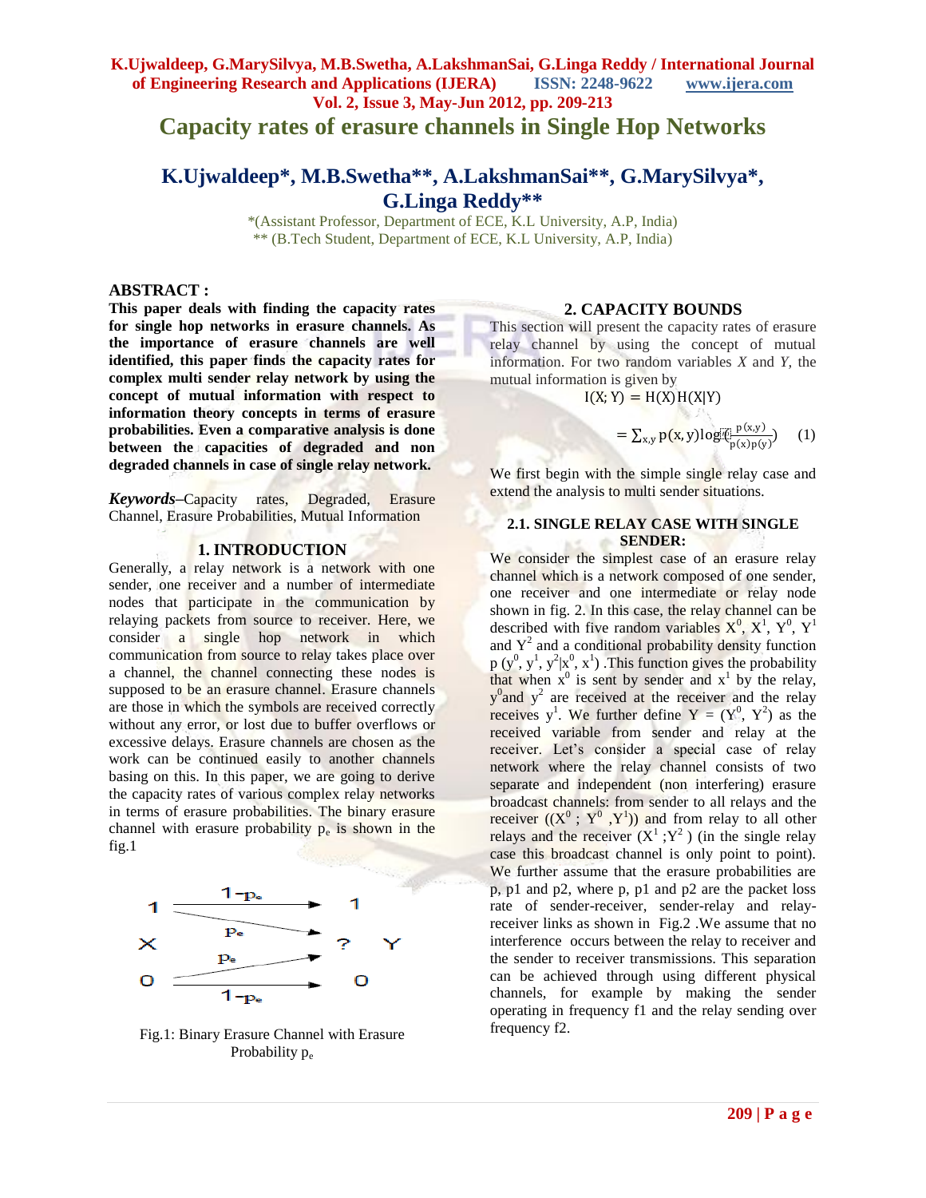# Capacity rates of erasure channels in Single Hop Networks

## K.Ujwaldeep*, M.B.Swetha**, A.LakshmanSai**, G.MarySilvya*, G.Linga Reddy**

*(Assistant Professor, Department of ECE, K.L University, A.P, India)
** (B.Tech Student, Department of ECE, K.L University, A.P, India)

**ABSTRACT :**

**This paper deals with finding the capacity rates for single hop networks in erasure channels. As the importance of erasure channels are well identified, this paper finds the capacity rates for complex multi sender relay network by using the concept of mutual information with respect to information theory concepts in terms of erasure probabilities. Even a comparative analysis is done between the capacities of degraded and non degraded channels in case of single relay network.**

***Keywords*–**Capacity rates, Degraded, Erasure Channel, Erasure Probabilities, Mutual Information

### 1. INTRODUCTION

Generally, a relay network is a network with one sender, one receiver and a number of intermediate nodes that participate in the communication by relaying packets from source to receiver. Here, we consider a single hop network in which communication from source to relay takes place over a channel, the channel connecting these nodes is supposed to be an erasure channel. Erasure channels are those in which the symbols are received correctly without any error, or lost due to buffer overflows or excessive delays. Erasure channels are chosen as the work can be continued easily to another channels basing on this. In this paper, we are going to derive the capacity rates of various complex relay networks in terms of erasure probabilities. The binary erasure channel with erasure probability $p_e$ is shown in the fig.1

Fig.1: Binary Erasure Channel with Erasure Probability $p_e$

### 2. CAPACITY BOUNDS

This section will present the capacity rates of erasure relay channel by using the concept of mutual information. For two random variables *X* and *Y*, the mutual information is given by

$$I(X;Y) = H(X)H(X|Y)$$

$$= \sum_{x,y} p(x,y) \log\left(\frac{p(x,y)}{p(x)p(y)}\right) \quad (1)$$

We first begin with the simple single relay case and extend the analysis to multi sender situations.

#### 2.1. SINGLE RELAY CASE WITH SINGLE SENDER:

We consider the simplest case of an erasure relay channel which is a network composed of one sender, one receiver and one intermediate or relay node shown in fig. 2. In this case, the relay channel can be described with five random variables $X^0$, $X^1$, $Y^0$, $Y^1$ and $Y^2$ and a conditional probability density function $p(y^0, y^1, y^2|x^0, x^1)$ .This function gives the probability that when $x^0$ is sent by sender and $x^1$ by the relay, $y^0$and $y^2$ are received at the receiver and the relay receives $y^1$. We further define $Y = (Y^0, Y^2)$ as the received variable from sender and relay at the receiver. Let's consider a special case of relay network where the relay channel consists of two separate and independent (non interfering) erasure broadcast channels: from sender to all relays and the receiver $((X^0 ; Y^0 ,Y^1))$ and from relay to all other relays and the receiver $(X^1 ;Y^2 )$ (in the single relay case this broadcast channel is only point to point). We further assume that the erasure probabilities are p, p1 and p2, where p, p1 and p2 are the packet loss rate of sender-receiver, sender-relay and relay-receiver links as shown in Fig.2 .We assume that no interference occurs between the relay to receiver and the sender to receiver transmissions. This separation can be achieved through using different physical channels, for example by making the sender operating in frequency f1 and the relay sending over frequency f2.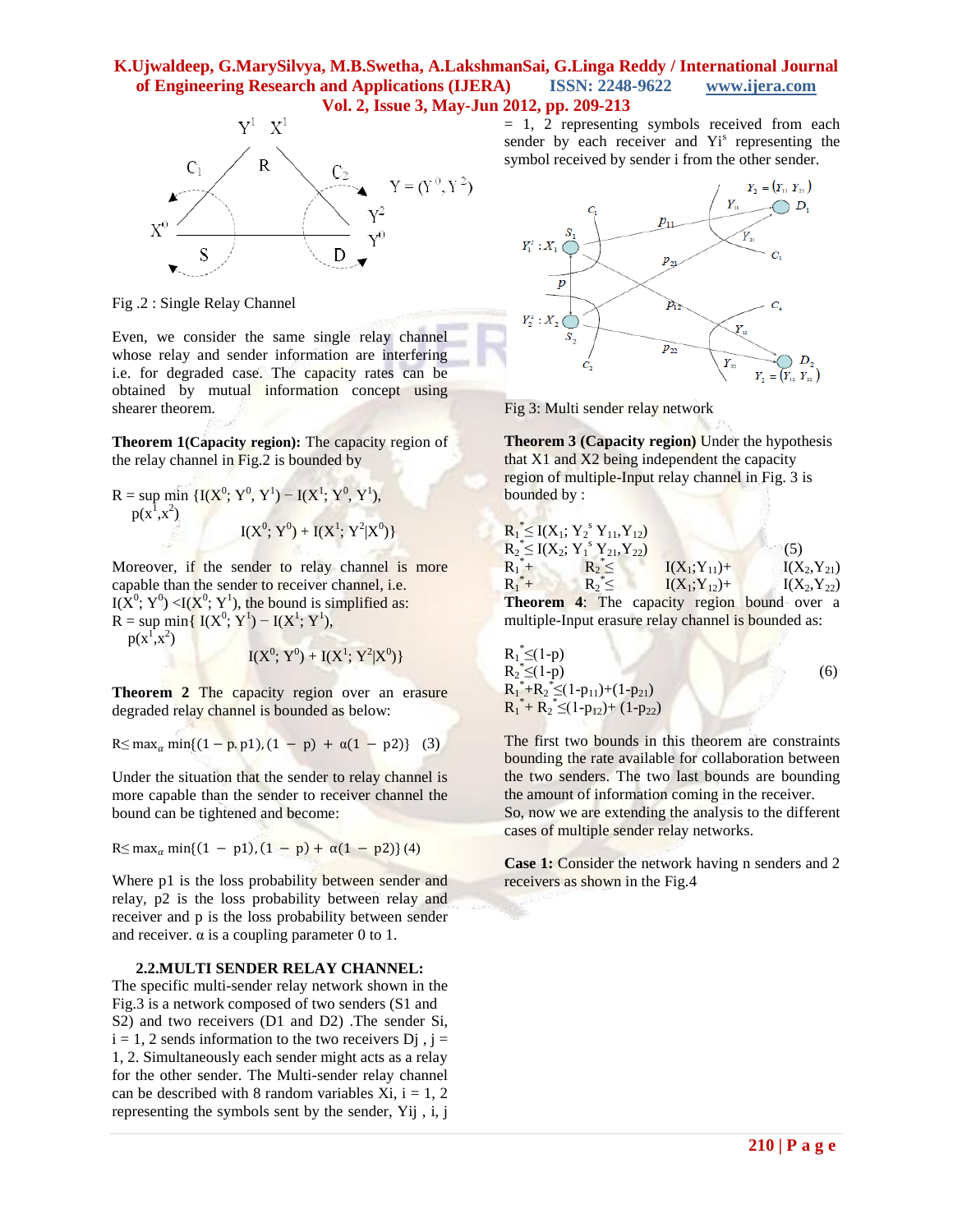Fig .2 : Single Relay Channel

Even, we consider the same single relay channel whose relay and sender information are interfering i.e. for degraded case. The capacity rates can be obtained by mutual information concept using shearer theorem.

**Theorem 1(Capacity region):** The capacity region of the relay channel in Fig.2 is bounded by

$$R = \sup_{p(x^1,x^2)} \min \{I(X^0; Y^0, Y^1) - I(X^1; Y^0, Y^1), I(X^0; Y^0) + I(X^1; Y^2|X^0)\}$$

Moreover, if the sender to relay channel is more capable than the sender to receiver channel, i.e. $I(X^0; Y^0) < I(X^0; Y^1)$, the bound is simplified as:

$$R = \sup_{p(x^1,x^2)} \min\{ I(X^0; Y^1) - I(X^1; Y^1), I(X^0; Y^0) + I(X^1; Y^2|X^0)\}$$

**Theorem 2** The capacity region over an erasure degraded relay channel is bounded as below:

$$R \leq \max_{\alpha} \min\{(1 - p.p1), (1 - p) + \alpha(1 - p2)\} \quad (3)$$

Under the situation that the sender to relay channel is more capable than the sender to receiver channel the bound can be tightened and become:

$$R \leq \max_{\alpha} \min\{(1 - p1), (1 - p) + \alpha(1 - p2)\} \quad (4)$$

Where p1 is the loss probability between sender and relay, p2 is the loss probability between relay and receiver and p is the loss probability between sender and receiver. α is a coupling parameter 0 to 1.

### 2.2.MULTI SENDER RELAY CHANNEL:

The specific multi-sender relay network shown in the Fig.3 is a network composed of two senders (S1 and S2) and two receivers (D1 and D2) .The sender Si, i = 1, 2 sends information to the two receivers Dj , j = 1, 2. Simultaneously each sender might acts as a relay for the other sender. The Multi-sender relay channel can be described with 8 random variables Xi, i = 1, 2 representing the symbols sent by the sender, Yij , i, j = 1, 2 representing symbols received from each sender by each receiver and $Yi^s$ representing the symbol received by sender i from the other sender.

Fig 3: Multi sender relay network

**Theorem 3 (Capacity region)** Under the hypothesis that X1 and X2 being independent the capacity region of multiple-Input relay channel in Fig. 3 is bounded by :

$$R_1^* \leq I(X_1; Y_2^s Y_{11}, Y_{12})$$
$$R_2^* \leq I(X_2; Y_1^s Y_{21}, Y_{22}) \quad (5)$$
$$R_1^* + R_2^* \leq I(X_1;Y_{11}) + I(X_2,Y_{21})$$
$$R_1^* + R_2^* \leq I(X_1;Y_{12}) + I(X_2,Y_{22})$$

**Theorem 4**: The capacity region bound over a multiple-Input erasure relay channel is bounded as:

$$R_1^* \leq (1-p)$$
$$R_2^* \leq (1-p) \quad (6)$$
$$R_1^* + R_2^* \leq (1-p_{11}) + (1-p_{21})$$
$$R_1^* + R_2^* \leq (1-p_{12}) + (1-p_{22})$$

The first two bounds in this theorem are constraints bounding the rate available for collaboration between the two senders. The two last bounds are bounding the amount of information coming in the receiver.

So, now we are extending the analysis to the different cases of multiple sender relay networks.

**Case 1:** Consider the network having n senders and 2 receivers as shown in the Fig.4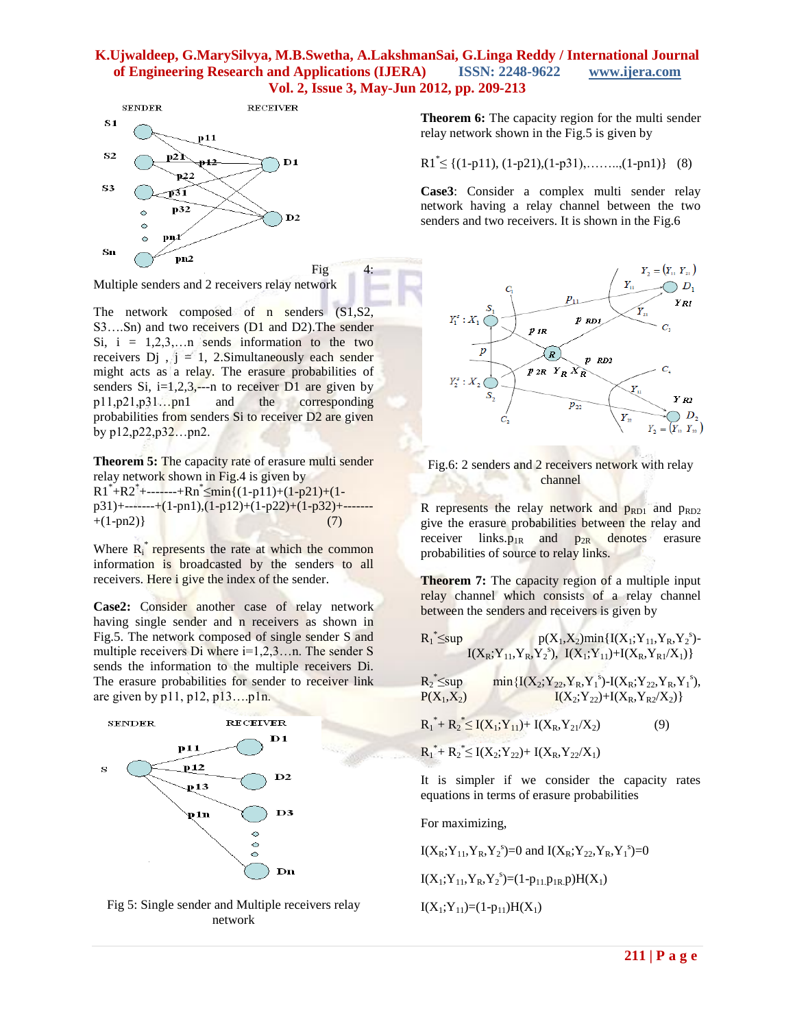Fig 4: Multiple senders and 2 receivers relay network

The network composed of n senders (S1,S2, S3….Sn) and two receivers (D1 and D2).The sender Si, i = 1,2,3,…n sends information to the two receivers Dj , j = 1, 2.Simultaneously each sender might acts as a relay. The erasure probabilities of senders Si, i=1,2,3,---n to receiver D1 are given by p11,p21,p31…pn1 and the corresponding probabilities from senders Si to receiver D2 are given by p12,p22,p32…pn2.

**Theorem 5:** The capacity rate of erasure multi sender relay network shown in Fig.4 is given by

$$R1^{*}+R2^{*}+\text{-------}+Rn^{*} \leq \min\{(1-p11)+(1-p21)+(1-p31)+\text{-------}+(1-pn1),(1-p12)+(1-p22)+(1-p32)+\text{-------}+(1-pn2)\} \quad (7)$$

Where $R_i^{*}$ represents the rate at which the common information is broadcasted by the senders to all receivers. Here i give the index of the sender.

**Case2:** Consider another case of relay network having single sender and n receivers as shown in Fig.5. The network composed of single sender S and multiple receivers Di where i=1,2,3…n. The sender S sends the information to the multiple receivers Di. The erasure probabilities for sender to receiver link are given by p11, p12, p13….p1n.

Fig 5: Single sender and Multiple receivers relay network

**Theorem 6:** The capacity region for the multi sender relay network shown in the Fig.5 is given by

$$R1^{*} \leq \{(1\text{-}p11), (1\text{-}p21),(1\text{-}p31),\ldots\ldots,(1\text{-}pn1)\} \quad (8)$$

**Case3**: Consider a complex multi sender relay network having a relay channel between the two senders and two receivers. It is shown in the Fig.6

Fig.6: 2 senders and 2 receivers network with relay channel

R represents the relay network and $p_{RD1}$ and $p_{RD2}$ give the erasure probabilities between the relay and receiver links.$p_{1R}$ and $p_{2R}$ denotes erasure probabilities of source to relay links.

**Theorem 7:** The capacity region of a multiple input relay channel which consists of a relay channel between the senders and receivers is given by

$$R_1^{*} \leq \sup_{p(X_1,X_2)} \min\{I(X_1;Y_{11},Y_R,Y_2^{s})-I(X_R;Y_{11},Y_R,Y_2^{s}),\ I(X_1;Y_{11})+I(X_R,Y_{R1}/X_1)\}$$

$$R_2^{*} \leq \sup_{P(X_1,X_2)} \min\{I(X_2;Y_{22},Y_R,Y_1^{s})-I(X_R;Y_{22},Y_R,Y_1^{s}),\ I(X_2;Y_{22})+I(X_R,Y_{R2}/X_2)\}$$

$$R_1^{*}+R_2^{*} \leq I(X_1;Y_{11})+I(X_R,Y_{21}/X_2) \quad (9)$$

$$R_1^{*}+R_2^{*} \leq I(X_2;Y_{22})+I(X_R,Y_{22}/X_1)$$

It is simpler if we consider the capacity rates equations in terms of erasure probabilities

For maximizing,

$$I(X_R;Y_{11},Y_R,Y_2^{s})=0 \text{ and } I(X_R;Y_{22},Y_R,Y_1^{s})=0$$

$$I(X_1;Y_{11},Y_R,Y_2^{s})=(1-p_{11}.p_{1R}.p)H(X_1)$$

$$I(X_1;Y_{11})=(1-p_{11})H(X_1)$$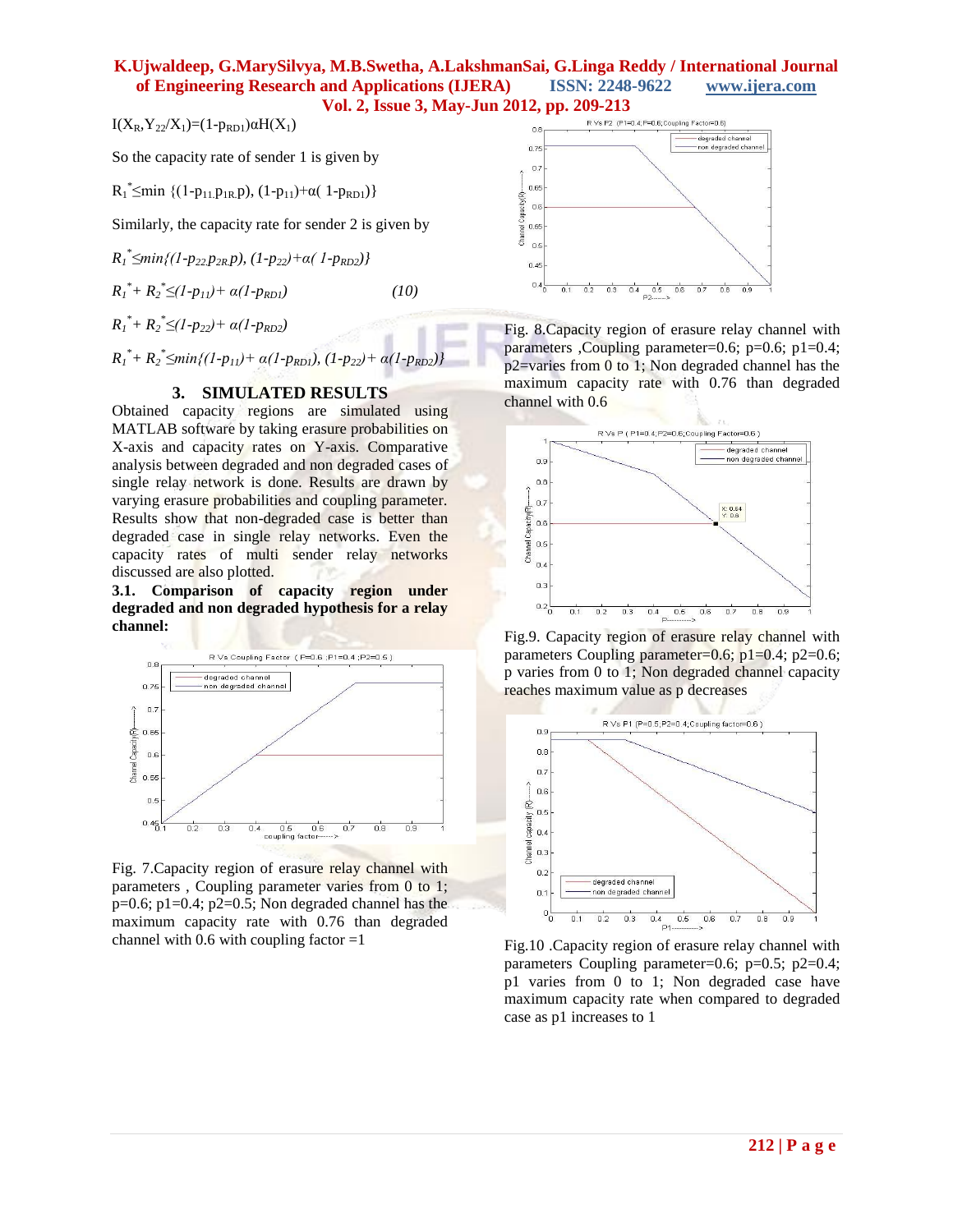$I(X_R, Y_{22}/X_1) = (1-p_{RD1})\alpha H(X_1)$

So the capacity rate of sender 1 is given by

$R_1^* \leq \min \{(1-p_{11}p_{1R}p), (1-p_{11})+\alpha(1-p_{RD1})\}$

Similarly, the capacity rate for sender 2 is given by

$R_1^* \leq \min\{(1-p_{22}p_{2R}p), (1-p_{22})+\alpha(1-p_{RD2})\}$

$$R_1^* + R_2^* \leq (1-p_{11}) + \alpha(1-p_{RD1}) \qquad (10)$$

$R_1^* + R_2^* \leq (1-p_{22}) + \alpha(1-p_{RD2})$

$R_1^* + R_2^* \leq \min\{(1-p_{11}) + \alpha(1-p_{RD1}), (1-p_{22}) + \alpha(1-p_{RD2})\}$

## 3. SIMULATED RESULTS

Obtained capacity regions are simulated using MATLAB software by taking erasure probabilities on X-axis and capacity rates on Y-axis. Comparative analysis between degraded and non degraded cases of single relay network is done. Results are drawn by varying erasure probabilities and coupling parameter. Results show that non-degraded case is better than degraded case in single relay networks. Even the capacity rates of multi sender relay networks discussed are also plotted.

### 3.1. Comparison of capacity region under degraded and non degraded hypothesis for a relay channel:

Fig. 7.Capacity region of erasure relay channel with parameters , Coupling parameter varies from 0 to 1; p=0.6; p1=0.4; p2=0.5; Non degraded channel has the maximum capacity rate with 0.76 than degraded channel with 0.6 with coupling factor =1

Fig. 8.Capacity region of erasure relay channel with parameters ,Coupling parameter=0.6; p=0.6; p1=0.4; p2=varies from 0 to 1; Non degraded channel has the maximum capacity rate with 0.76 than degraded channel with 0.6

Fig.9. Capacity region of erasure relay channel with parameters Coupling parameter=0.6; p1=0.4; p2=0.6; p varies from 0 to 1; Non degraded channel capacity reaches maximum value as p decreases

Fig.10 .Capacity region of erasure relay channel with parameters Coupling parameter=0.6; p=0.5; p2=0.4; p1 varies from 0 to 1; Non degraded case have maximum capacity rate when compared to degraded case as p1 increases to 1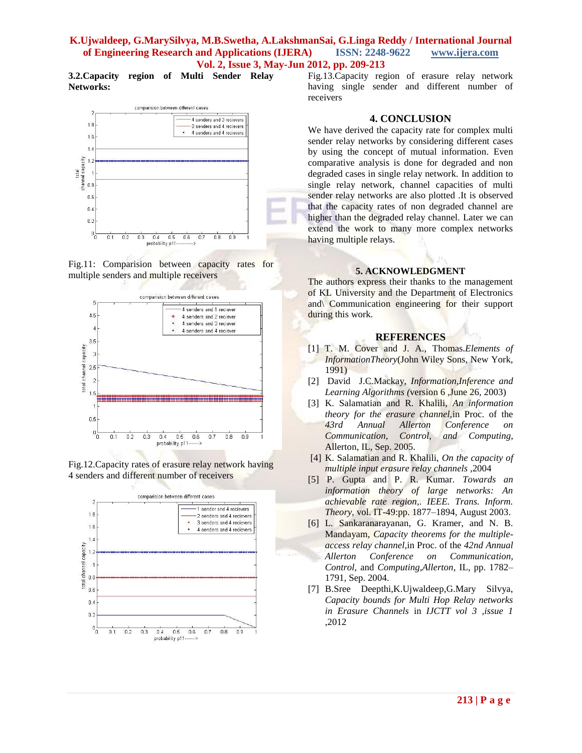### 3.2.Capacity region of Multi Sender Relay Networks:

comparision between different cases

4 senders and 3 recievers
3 senders and 4 recievers
4 senders and 4 recievers

total channel capacity

probability p11---------->

Fig.11: Comparision between capacity rates for multiple senders and multiple receivers

comparision between different cases

4 senders and 1 reciever
4 senders and 2 reciever
4 senders and 3 reciever
4 senders and 4 reciever

total channel capacity

probability p11------>

Fig.12.Capacity rates of erasure relay network having 4 senders and different number of receivers

comparision between different cases

1 sender and 4 recievers
2 senders and 4 recievers
3 senders and 4 recievers
4 senders and 4 recievers

total channel capacity

probability p11------>

Fig.13.Capacity region of erasure relay network having single sender and different number of receivers

## 4. CONCLUSION

We have derived the capacity rate for complex multi sender relay networks by considering different cases by using the concept of mutual information. Even comparative analysis is done for degraded and non degraded cases in single relay network. In addition to single relay network, channel capacities of multi sender relay networks are also plotted .It is observed that the capacity rates of non degraded channel are higher than the degraded relay channel. Later we can extend the work to many more complex networks having multiple relays.

## 5. ACKNOWLEDGMENT

The authors express their thanks to the management of KL University and the Department of Electronics and\ Communication engineering for their support during this work.

## REFERENCES

[1] T. M. Cover and J. A., Thomas.*Elements of InformationTheory*(John Wiley Sons, New York, 1991)

[2] David J.C.Mackay, *Information,Inference and Learning Algorithms (*version 6 ,June 26, 2003)

[3] K. Salamatian and R. Khalili, *An information theory for the erasure channel*,in Proc. of the *43rd Annual Allerton Conference on Communication, Control, and Computing*, Allerton, IL, Sep. 2005.

[4] K. Salamatian and R. Khalili, *On the capacity of multiple input erasure relay channels* ,2004

[5] P. Gupta and P. R. Kumar. *Towards an information theory of large networks: An achievable rate region,. IEEE. Trans. Inform. Theory*, vol. IT-49:pp. 1877–1894, August 2003.

[6] L. Sankaranarayanan, G. Kramer, and N. B. Mandayam, *Capacity theorems for the multiple-access relay channel*,in Proc. of the *42nd Annual Allerton Conference on Communication, Control*, and *Computing,Allerton*, IL, pp. 1782–1791, Sep. 2004.

[7] B.Sree Deepthi,K.Ujwaldeep,G.Mary Silvya, *Capacity bounds for Multi Hop Relay networks in Erasure Channels* in *IJCTT vol 3 ,issue 1* ,2012